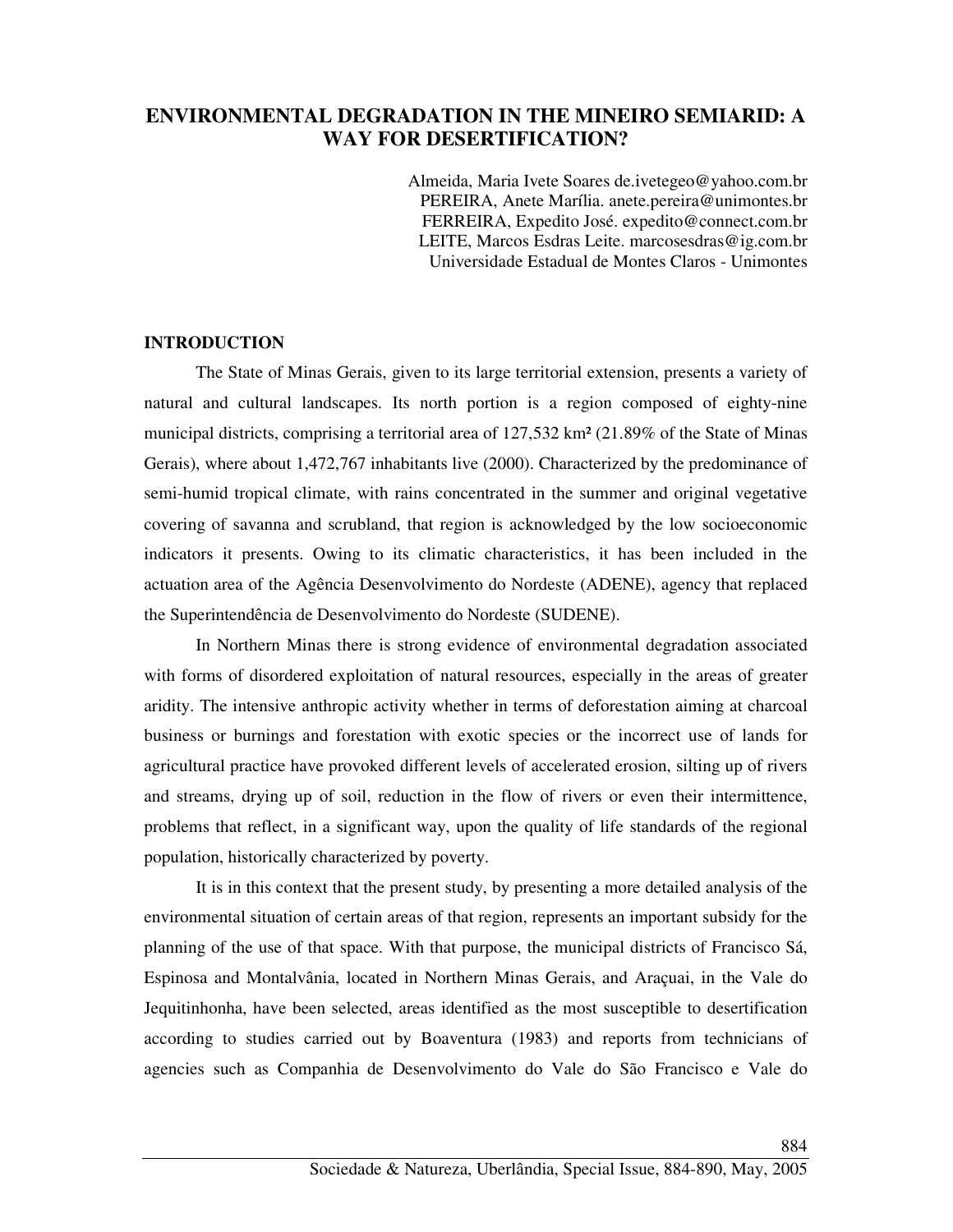# ENVIRONMENTAL DEGRADATION IN THE MINEIRO SEMIARID: A WAY FOR DESERTIFICATION?

Almeida, Maria Ivete Soares de.ivetegeo@yahoo.com.br
PEREIRA, Anete Marília. anete.pereira@unimontes.br
FERREIRA, Expedito José. expedito@connect.com.br
LEITE, Marcos Esdras Leite. marcosesdras@ig.com.br
Universidade Estadual de Montes Claros - Unimontes

## INTRODUCTION

The State of Minas Gerais, given to its large territorial extension, presents a variety of natural and cultural landscapes. Its north portion is a region composed of eighty-nine municipal districts, comprising a territorial area of 127,532 km² (21.89% of the State of Minas Gerais), where about 1,472,767 inhabitants live (2000). Characterized by the predominance of semi-humid tropical climate, with rains concentrated in the summer and original vegetative covering of savanna and scrubland, that region is acknowledged by the low socioeconomic indicators it presents. Owing to its climatic characteristics, it has been included in the actuation area of the Agência Desenvolvimento do Nordeste (ADENE), agency that replaced the Superintendência de Desenvolvimento do Nordeste (SUDENE).

In Northern Minas there is strong evidence of environmental degradation associated with forms of disordered exploitation of natural resources, especially in the areas of greater aridity. The intensive anthropic activity whether in terms of deforestation aiming at charcoal business or burnings and forestation with exotic species or the incorrect use of lands for agricultural practice have provoked different levels of accelerated erosion, silting up of rivers and streams, drying up of soil, reduction in the flow of rivers or even their intermittence, problems that reflect, in a significant way, upon the quality of life standards of the regional population, historically characterized by poverty.

It is in this context that the present study, by presenting a more detailed analysis of the environmental situation of certain areas of that region, represents an important subsidy for the planning of the use of that space. With that purpose, the municipal districts of Francisco Sá, Espinosa and Montalvânia, located in Northern Minas Gerais, and Araçuai, in the Vale do Jequitinhonha, have been selected, areas identified as the most susceptible to desertification according to studies carried out by Boaventura (1983) and reports from technicians of agencies such as Companhia de Desenvolvimento do Vale do São Francisco e Vale do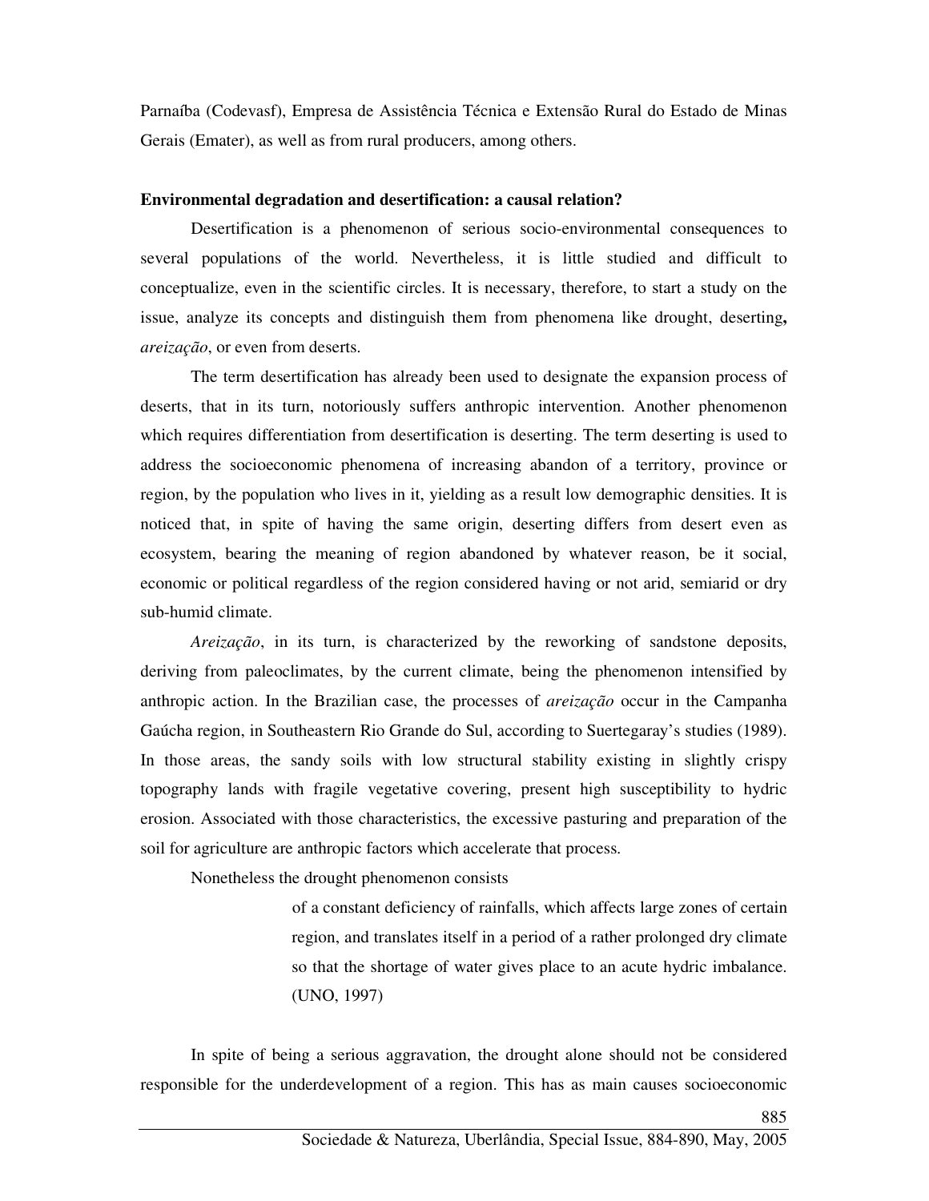Parnaíba (Codevasf), Empresa de Assistência Técnica e Extensão Rural do Estado de Minas Gerais (Emater), as well as from rural producers, among others.

**Environmental degradation and desertification: a causal relation?**

Desertification is a phenomenon of serious socio-environmental consequences to several populations of the world. Nevertheless, it is little studied and difficult to conceptualize, even in the scientific circles. It is necessary, therefore, to start a study on the issue, analyze its concepts and distinguish them from phenomena like drought, deserting**,** *areização*, or even from deserts.

The term desertification has already been used to designate the expansion process of deserts, that in its turn, notoriously suffers anthropic intervention. Another phenomenon which requires differentiation from desertification is deserting. The term deserting is used to address the socioeconomic phenomena of increasing abandon of a territory, province or region, by the population who lives in it, yielding as a result low demographic densities. It is noticed that, in spite of having the same origin, deserting differs from desert even as ecosystem, bearing the meaning of region abandoned by whatever reason, be it social, economic or political regardless of the region considered having or not arid, semiarid or dry sub-humid climate.

*Areização*, in its turn, is characterized by the reworking of sandstone deposits, deriving from paleoclimates, by the current climate, being the phenomenon intensified by anthropic action. In the Brazilian case, the processes of *areização* occur in the Campanha Gaúcha region, in Southeastern Rio Grande do Sul, according to Suertegaray's studies (1989). In those areas, the sandy soils with low structural stability existing in slightly crispy topography lands with fragile vegetative covering, present high susceptibility to hydric erosion. Associated with those characteristics, the excessive pasturing and preparation of the soil for agriculture are anthropic factors which accelerate that process.

Nonetheless the drought phenomenon consists

> of a constant deficiency of rainfalls, which affects large zones of certain region, and translates itself in a period of a rather prolonged dry climate so that the shortage of water gives place to an acute hydric imbalance. (UNO, 1997)

In spite of being a serious aggravation, the drought alone should not be considered responsible for the underdevelopment of a region. This has as main causes socioeconomic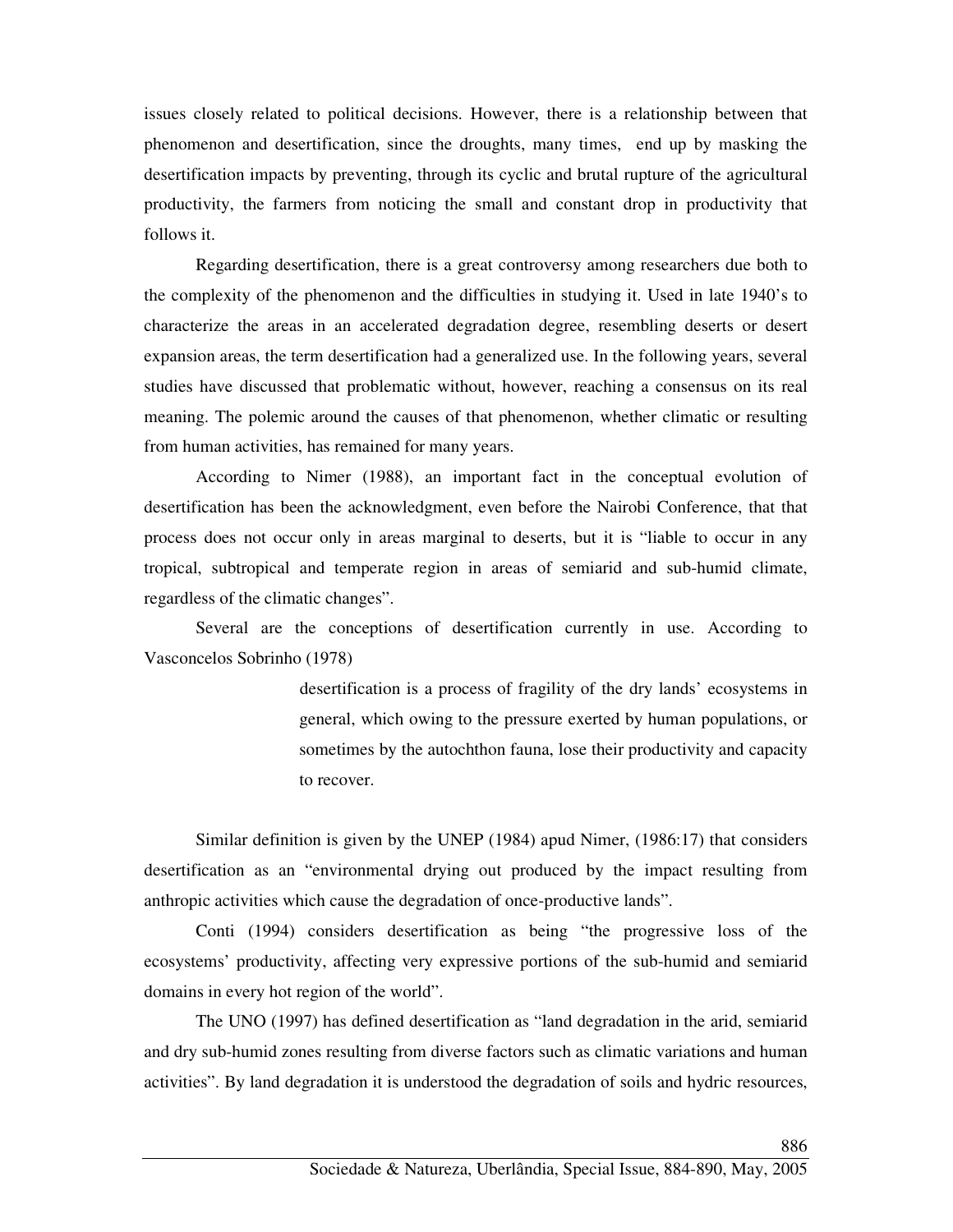issues closely related to political decisions. However, there is a relationship between that phenomenon and desertification, since the droughts, many times, end up by masking the desertification impacts by preventing, through its cyclic and brutal rupture of the agricultural productivity, the farmers from noticing the small and constant drop in productivity that follows it.

Regarding desertification, there is a great controversy among researchers due both to the complexity of the phenomenon and the difficulties in studying it. Used in late 1940's to characterize the areas in an accelerated degradation degree, resembling deserts or desert expansion areas, the term desertification had a generalized use. In the following years, several studies have discussed that problematic without, however, reaching a consensus on its real meaning. The polemic around the causes of that phenomenon, whether climatic or resulting from human activities, has remained for many years.

According to Nimer (1988), an important fact in the conceptual evolution of desertification has been the acknowledgment, even before the Nairobi Conference, that that process does not occur only in areas marginal to deserts, but it is "liable to occur in any tropical, subtropical and temperate region in areas of semiarid and sub-humid climate, regardless of the climatic changes".

Several are the conceptions of desertification currently in use. According to Vasconcelos Sobrinho (1978)

> desertification is a process of fragility of the dry lands' ecosystems in general, which owing to the pressure exerted by human populations, or sometimes by the autochthon fauna, lose their productivity and capacity to recover.

Similar definition is given by the UNEP (1984) apud Nimer, (1986:17) that considers desertification as an "environmental drying out produced by the impact resulting from anthropic activities which cause the degradation of once-productive lands".

Conti (1994) considers desertification as being "the progressive loss of the ecosystems' productivity, affecting very expressive portions of the sub-humid and semiarid domains in every hot region of the world".

The UNO (1997) has defined desertification as "land degradation in the arid, semiarid and dry sub-humid zones resulting from diverse factors such as climatic variations and human activities". By land degradation it is understood the degradation of soils and hydric resources,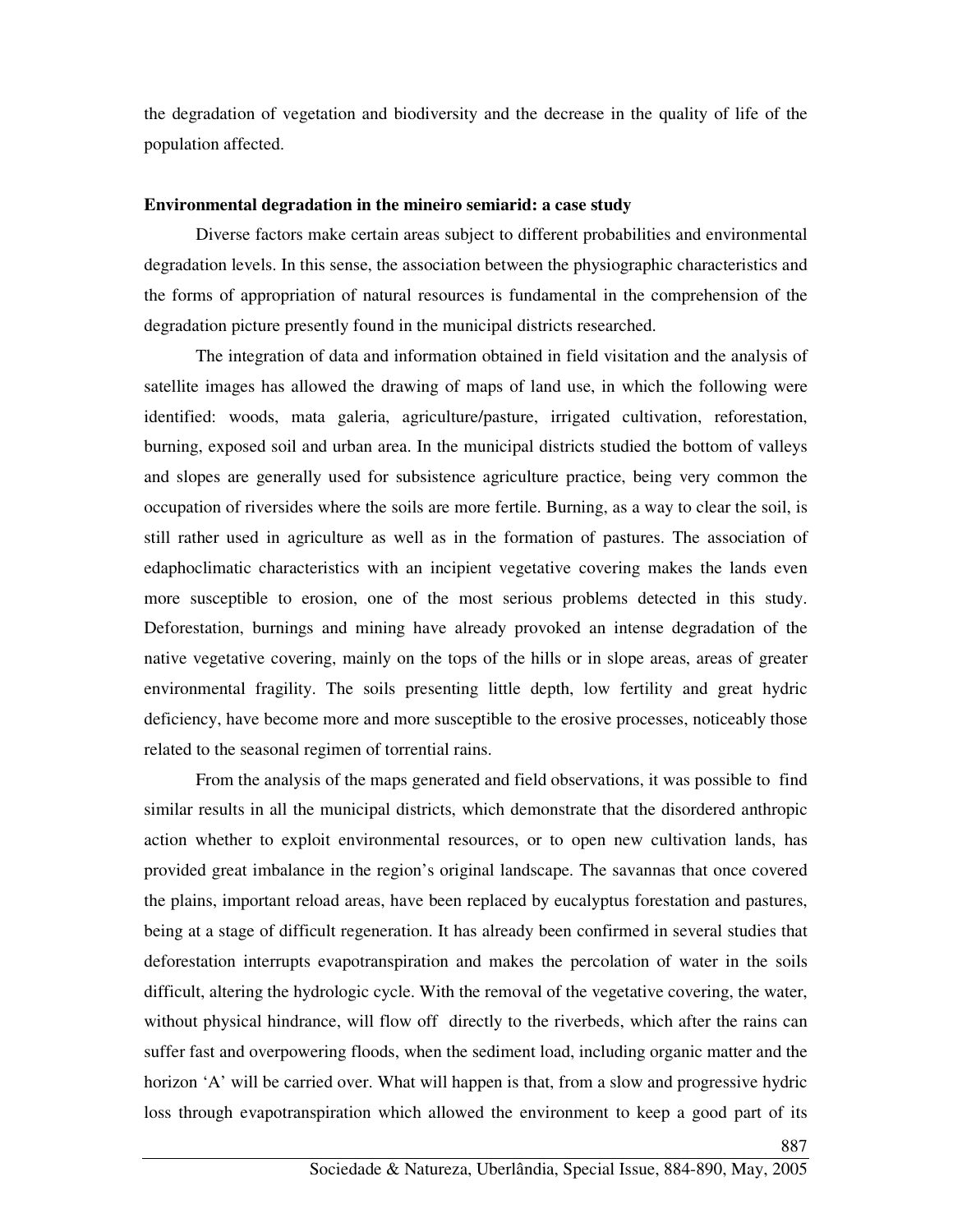the degradation of vegetation and biodiversity and the decrease in the quality of life of the population affected.

**Environmental degradation in the mineiro semiarid: a case study**

Diverse factors make certain areas subject to different probabilities and environmental degradation levels. In this sense, the association between the physiographic characteristics and the forms of appropriation of natural resources is fundamental in the comprehension of the degradation picture presently found in the municipal districts researched.

The integration of data and information obtained in field visitation and the analysis of satellite images has allowed the drawing of maps of land use, in which the following were identified: woods, mata galeria, agriculture/pasture, irrigated cultivation, reforestation, burning, exposed soil and urban area. In the municipal districts studied the bottom of valleys and slopes are generally used for subsistence agriculture practice, being very common the occupation of riversides where the soils are more fertile. Burning, as a way to clear the soil, is still rather used in agriculture as well as in the formation of pastures. The association of edaphoclimatic characteristics with an incipient vegetative covering makes the lands even more susceptible to erosion, one of the most serious problems detected in this study. Deforestation, burnings and mining have already provoked an intense degradation of the native vegetative covering, mainly on the tops of the hills or in slope areas, areas of greater environmental fragility. The soils presenting little depth, low fertility and great hydric deficiency, have become more and more susceptible to the erosive processes, noticeably those related to the seasonal regimen of torrential rains.

From the analysis of the maps generated and field observations, it was possible to find similar results in all the municipal districts, which demonstrate that the disordered anthropic action whether to exploit environmental resources, or to open new cultivation lands, has provided great imbalance in the region's original landscape. The savannas that once covered the plains, important reload areas, have been replaced by eucalyptus forestation and pastures, being at a stage of difficult regeneration. It has already been confirmed in several studies that deforestation interrupts evapotranspiration and makes the percolation of water in the soils difficult, altering the hydrologic cycle. With the removal of the vegetative covering, the water, without physical hindrance, will flow off directly to the riverbeds, which after the rains can suffer fast and overpowering floods, when the sediment load, including organic matter and the horizon 'A' will be carried over. What will happen is that, from a slow and progressive hydric loss through evapotranspiration which allowed the environment to keep a good part of its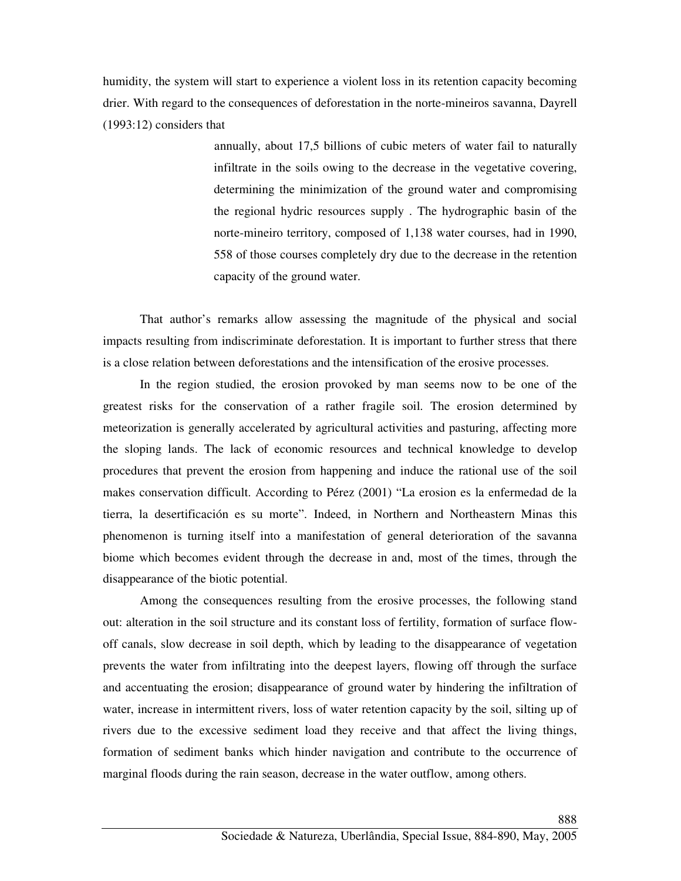humidity, the system will start to experience a violent loss in its retention capacity becoming drier. With regard to the consequences of deforestation in the norte-mineiros savanna, Dayrell (1993:12) considers that

> annually, about 17,5 billions of cubic meters of water fail to naturally infiltrate in the soils owing to the decrease in the vegetative covering, determining the minimization of the ground water and compromising the regional hydric resources supply . The hydrographic basin of the norte-mineiro territory, composed of 1,138 water courses, had in 1990, 558 of those courses completely dry due to the decrease in the retention capacity of the ground water.

That author's remarks allow assessing the magnitude of the physical and social impacts resulting from indiscriminate deforestation. It is important to further stress that there is a close relation between deforestations and the intensification of the erosive processes.

In the region studied, the erosion provoked by man seems now to be one of the greatest risks for the conservation of a rather fragile soil. The erosion determined by meteorization is generally accelerated by agricultural activities and pasturing, affecting more the sloping lands. The lack of economic resources and technical knowledge to develop procedures that prevent the erosion from happening and induce the rational use of the soil makes conservation difficult. According to Pérez (2001) "La erosion es la enfermedad de la tierra, la desertificación es su morte". Indeed, in Northern and Northeastern Minas this phenomenon is turning itself into a manifestation of general deterioration of the savanna biome which becomes evident through the decrease in and, most of the times, through the disappearance of the biotic potential.

Among the consequences resulting from the erosive processes, the following stand out: alteration in the soil structure and its constant loss of fertility, formation of surface flow-off canals, slow decrease in soil depth, which by leading to the disappearance of vegetation prevents the water from infiltrating into the deepest layers, flowing off through the surface and accentuating the erosion; disappearance of ground water by hindering the infiltration of water, increase in intermittent rivers, loss of water retention capacity by the soil, silting up of rivers due to the excessive sediment load they receive and that affect the living things, formation of sediment banks which hinder navigation and contribute to the occurrence of marginal floods during the rain season, decrease in the water outflow, among others.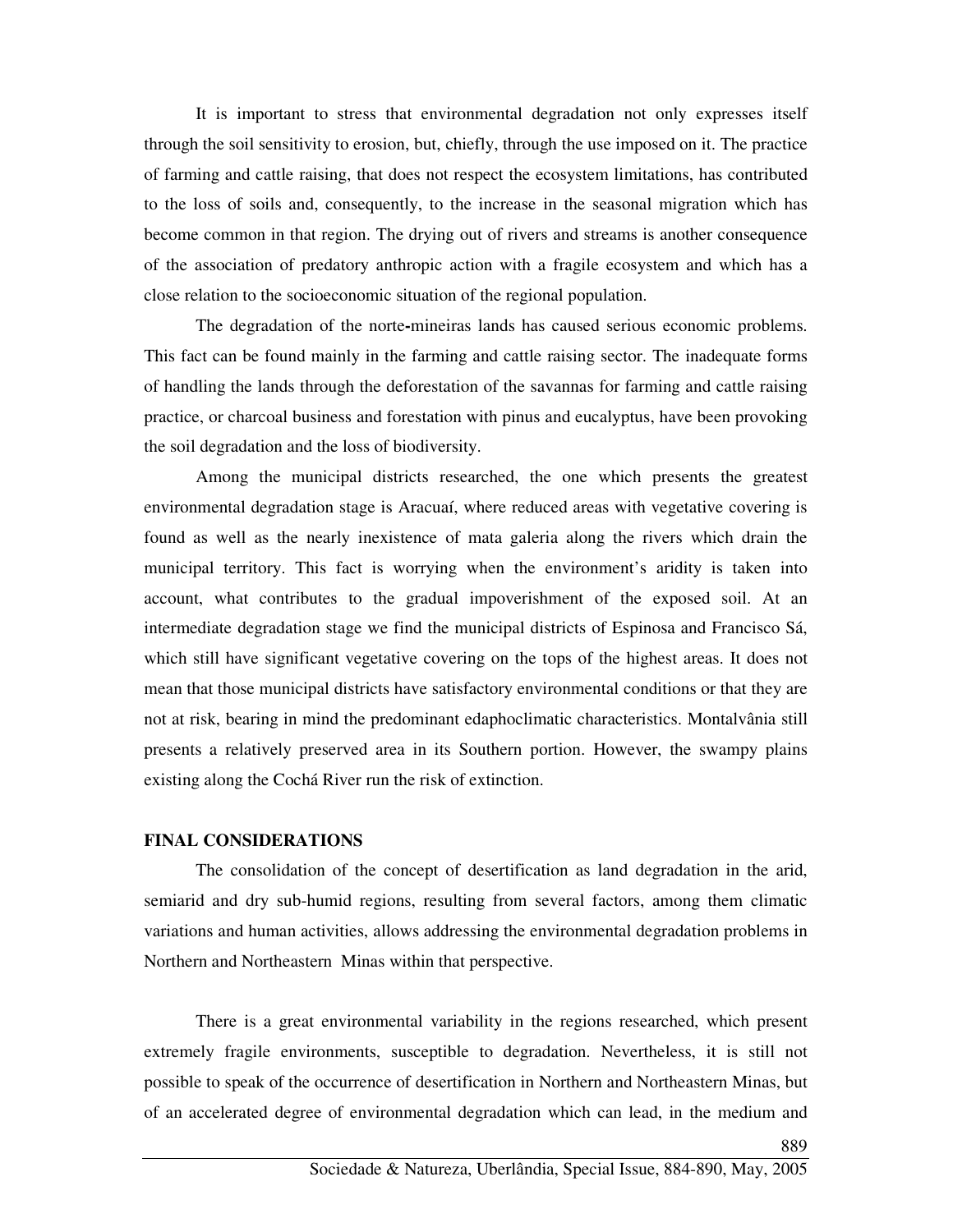It is important to stress that environmental degradation not only expresses itself through the soil sensitivity to erosion, but, chiefly, through the use imposed on it. The practice of farming and cattle raising, that does not respect the ecosystem limitations, has contributed to the loss of soils and, consequently, to the increase in the seasonal migration which has become common in that region. The drying out of rivers and streams is another consequence of the association of predatory anthropic action with a fragile ecosystem and which has a close relation to the socioeconomic situation of the regional population.

The degradation of the norte-mineiras lands has caused serious economic problems. This fact can be found mainly in the farming and cattle raising sector. The inadequate forms of handling the lands through the deforestation of the savannas for farming and cattle raising practice, or charcoal business and forestation with pinus and eucalyptus, have been provoking the soil degradation and the loss of biodiversity.

Among the municipal districts researched, the one which presents the greatest environmental degradation stage is Aracuaí, where reduced areas with vegetative covering is found as well as the nearly inexistence of mata galeria along the rivers which drain the municipal territory. This fact is worrying when the environment's aridity is taken into account, what contributes to the gradual impoverishment of the exposed soil. At an intermediate degradation stage we find the municipal districts of Espinosa and Francisco Sá, which still have significant vegetative covering on the tops of the highest areas. It does not mean that those municipal districts have satisfactory environmental conditions or that they are not at risk, bearing in mind the predominant edaphoclimatic characteristics. Montalvânia still presents a relatively preserved area in its Southern portion. However, the swampy plains existing along the Cochá River run the risk of extinction.

## FINAL CONSIDERATIONS

The consolidation of the concept of desertification as land degradation in the arid, semiarid and dry sub-humid regions, resulting from several factors, among them climatic variations and human activities, allows addressing the environmental degradation problems in Northern and Northeastern Minas within that perspective.

There is a great environmental variability in the regions researched, which present extremely fragile environments, susceptible to degradation. Nevertheless, it is still not possible to speak of the occurrence of desertification in Northern and Northeastern Minas, but of an accelerated degree of environmental degradation which can lead, in the medium and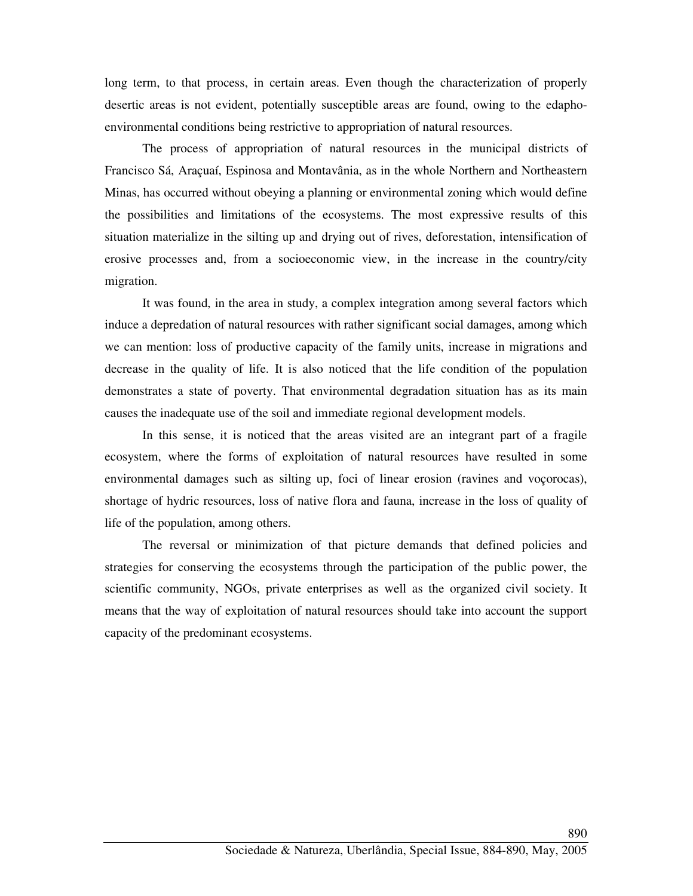long term, to that process, in certain areas. Even though the characterization of properly desertic areas is not evident, potentially susceptible areas are found, owing to the edapho-environmental conditions being restrictive to appropriation of natural resources.

The process of appropriation of natural resources in the municipal districts of Francisco Sá, Araçuaí, Espinosa and Montavânia, as in the whole Northern and Northeastern Minas, has occurred without obeying a planning or environmental zoning which would define the possibilities and limitations of the ecosystems. The most expressive results of this situation materialize in the silting up and drying out of rives, deforestation, intensification of erosive processes and, from a socioeconomic view, in the increase in the country/city migration.

It was found, in the area in study, a complex integration among several factors which induce a depredation of natural resources with rather significant social damages, among which we can mention: loss of productive capacity of the family units, increase in migrations and decrease in the quality of life. It is also noticed that the life condition of the population demonstrates a state of poverty. That environmental degradation situation has as its main causes the inadequate use of the soil and immediate regional development models.

In this sense, it is noticed that the areas visited are an integrant part of a fragile ecosystem, where the forms of exploitation of natural resources have resulted in some environmental damages such as silting up, foci of linear erosion (ravines and voçorocas), shortage of hydric resources, loss of native flora and fauna, increase in the loss of quality of life of the population, among others.

The reversal or minimization of that picture demands that defined policies and strategies for conserving the ecosystems through the participation of the public power, the scientific community, NGOs, private enterprises as well as the organized civil society. It means that the way of exploitation of natural resources should take into account the support capacity of the predominant ecosystems.